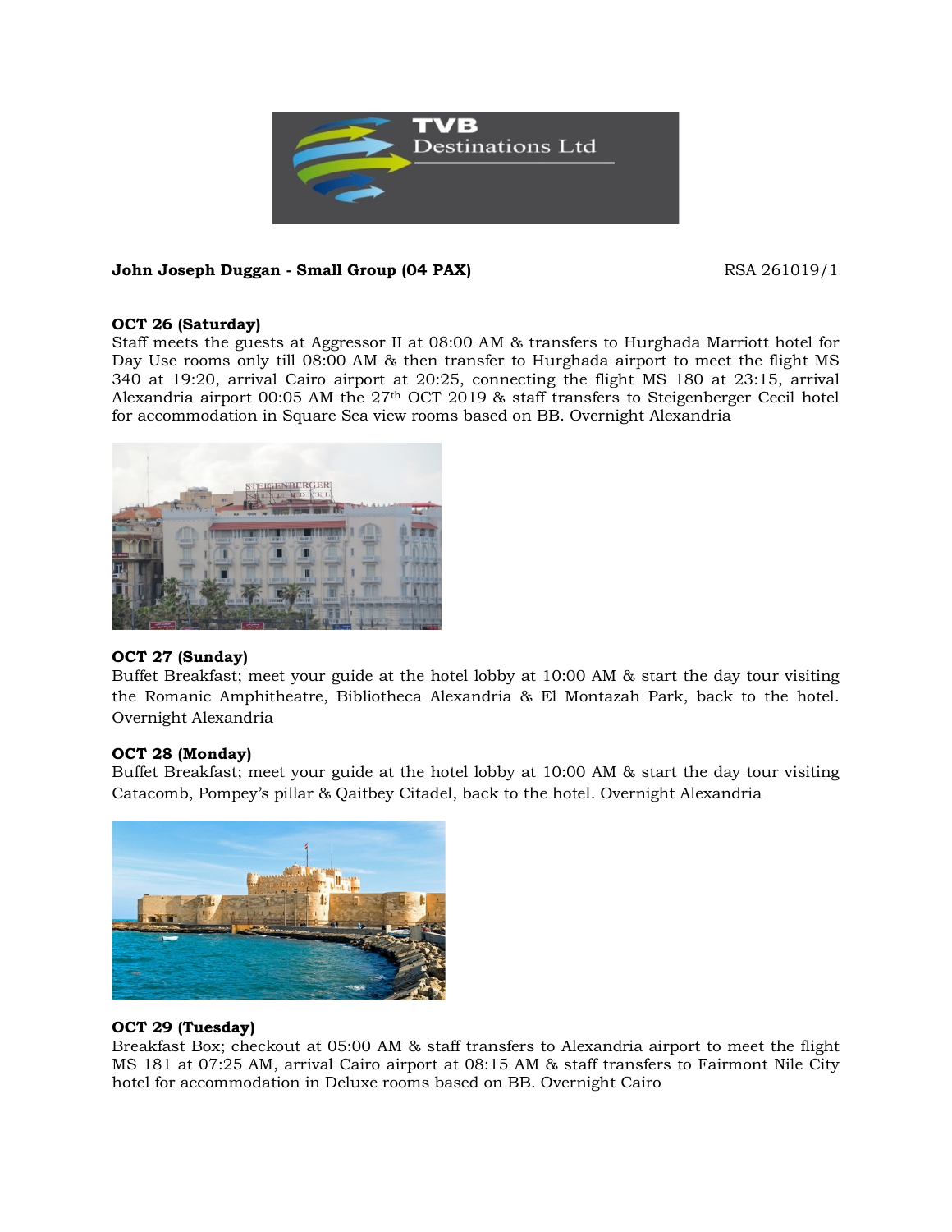TVB Destinations Ltd

**John Joseph Duggan - Small Group (04 PAX)** RSA 261019/1

**OCT 26 (Saturday)**
Staff meets the guests at Aggressor II at 08:00 AM & transfers to Hurghada Marriott hotel for Day Use rooms only till 08:00 AM & then transfer to Hurghada airport to meet the flight MS 340 at 19:20, arrival Cairo airport at 20:25, connecting the flight MS 180 at 23:15, arrival Alexandria airport 00:05 AM the 27th OCT 2019 & staff transfers to Steigenberger Cecil hotel for accommodation in Square Sea view rooms based on BB. Overnight Alexandria

**OCT 27 (Sunday)**
Buffet Breakfast; meet your guide at the hotel lobby at 10:00 AM & start the day tour visiting the Romanic Amphitheatre, Bibliotheca Alexandria & El Montazah Park, back to the hotel. Overnight Alexandria

**OCT 28 (Monday)**
Buffet Breakfast; meet your guide at the hotel lobby at 10:00 AM & start the day tour visiting Catacomb, Pompey's pillar & Qaitbey Citadel, back to the hotel. Overnight Alexandria

**OCT 29 (Tuesday)**
Breakfast Box; checkout at 05:00 AM & staff transfers to Alexandria airport to meet the flight MS 181 at 07:25 AM, arrival Cairo airport at 08:15 AM & staff transfers to Fairmont Nile City hotel for accommodation in Deluxe rooms based on BB. Overnight Cairo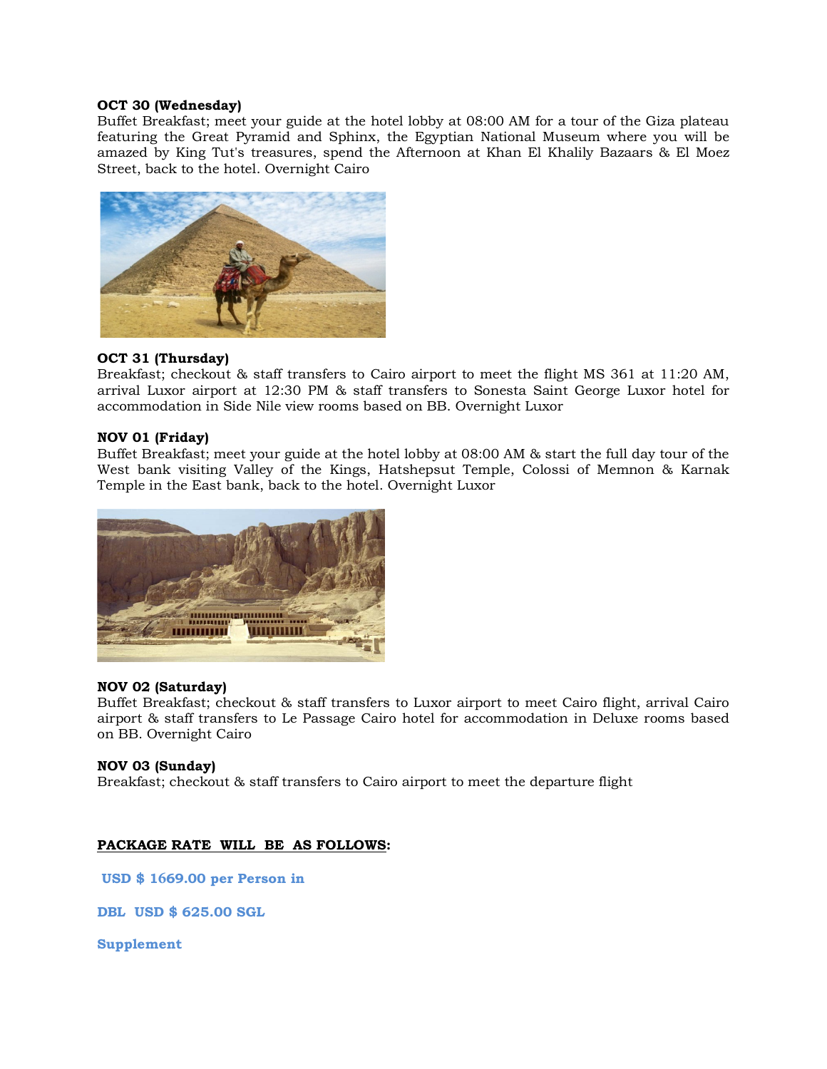**OCT 30 (Wednesday)**
Buffet Breakfast; meet your guide at the hotel lobby at 08:00 AM for a tour of the Giza plateau featuring the Great Pyramid and Sphinx, the Egyptian National Museum where you will be amazed by King Tut's treasures, spend the Afternoon at Khan El Khalily Bazaars & El Moez Street, back to the hotel. Overnight Cairo

**OCT 31 (Thursday)**
Breakfast; checkout & staff transfers to Cairo airport to meet the flight MS 361 at 11:20 AM, arrival Luxor airport at 12:30 PM & staff transfers to Sonesta Saint George Luxor hotel for accommodation in Side Nile view rooms based on BB. Overnight Luxor

**NOV 01 (Friday)**
Buffet Breakfast; meet your guide at the hotel lobby at 08:00 AM & start the full day tour of the West bank visiting Valley of the Kings, Hatshepsut Temple, Colossi of Memnon & Karnak Temple in the East bank, back to the hotel. Overnight Luxor

**NOV 02 (Saturday)**
Buffet Breakfast; checkout & staff transfers to Luxor airport to meet Cairo flight, arrival Cairo airport & staff transfers to Le Passage Cairo hotel for accommodation in Deluxe rooms based on BB. Overnight Cairo

**NOV 03 (Sunday)**
Breakfast; checkout & staff transfers to Cairo airport to meet the departure flight

**PACKAGE RATE WILL BE AS FOLLOWS:**

**USD $ 1669.00 per Person in**

**DBL USD $ 625.00 SGL**

**Supplement**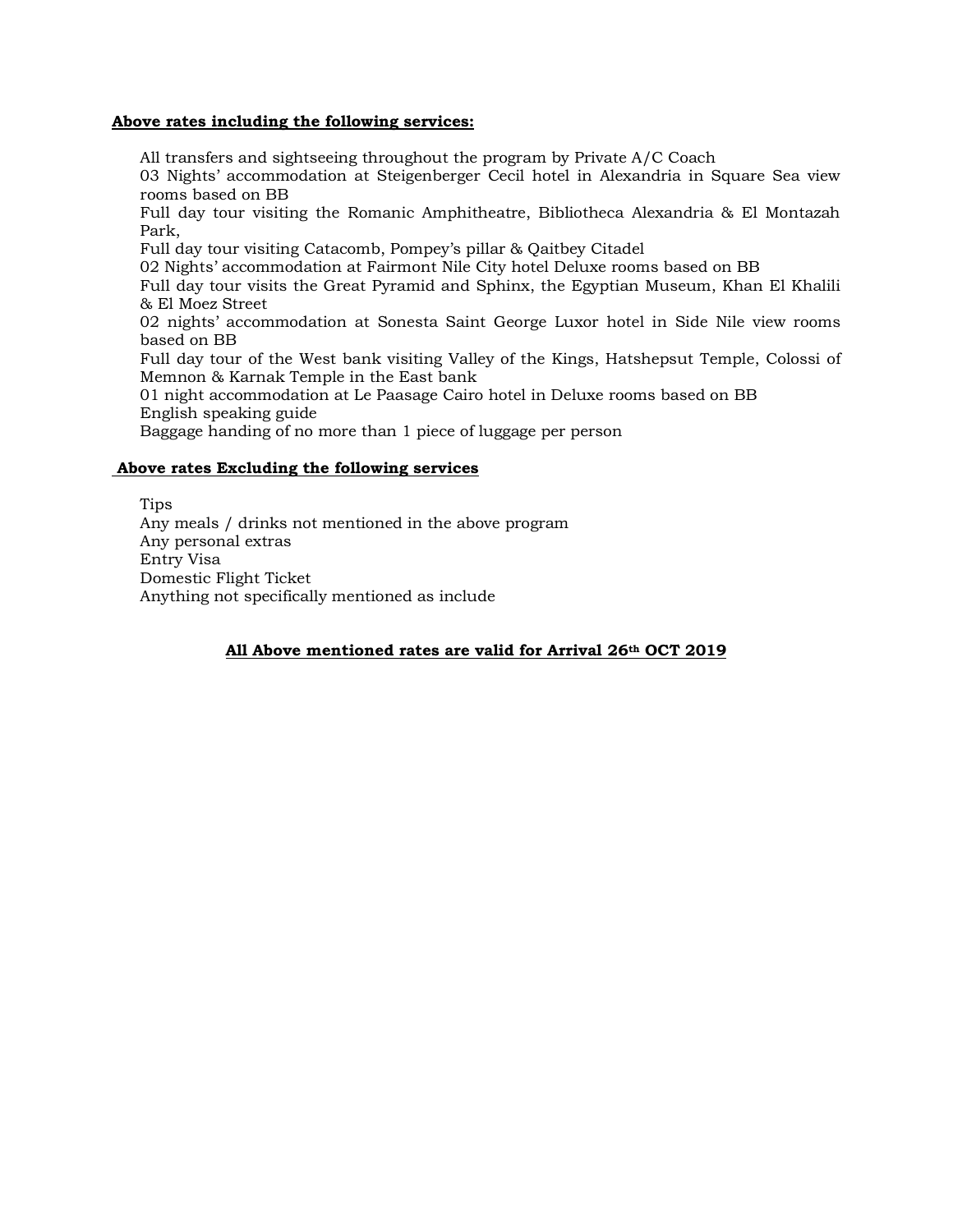**Above rates including the following services:**

All transfers and sightseeing throughout the program by Private A/C Coach
03 Nights' accommodation at Steigenberger Cecil hotel in Alexandria in Square Sea view rooms based on BB
Full day tour visiting the Romanic Amphitheatre, Bibliotheca Alexandria & El Montazah Park,
Full day tour visiting Catacomb, Pompey's pillar & Qaitbey Citadel
02 Nights' accommodation at Fairmont Nile City hotel Deluxe rooms based on BB
Full day tour visits the Great Pyramid and Sphinx, the Egyptian Museum, Khan El Khalili & El Moez Street
02 nights' accommodation at Sonesta Saint George Luxor hotel in Side Nile view rooms based on BB
Full day tour of the West bank visiting Valley of the Kings, Hatshepsut Temple, Colossi of Memnon & Karnak Temple in the East bank
01 night accommodation at Le Paasage Cairo hotel in Deluxe rooms based on BB
English speaking guide
Baggage handing of no more than 1 piece of luggage per person

**Above rates Excluding the following services**

Tips
Any meals / drinks not mentioned in the above program
Any personal extras
Entry Visa
Domestic Flight Ticket
Anything not specifically mentioned as include

**All Above mentioned rates are valid for Arrival 26th OCT 2019**